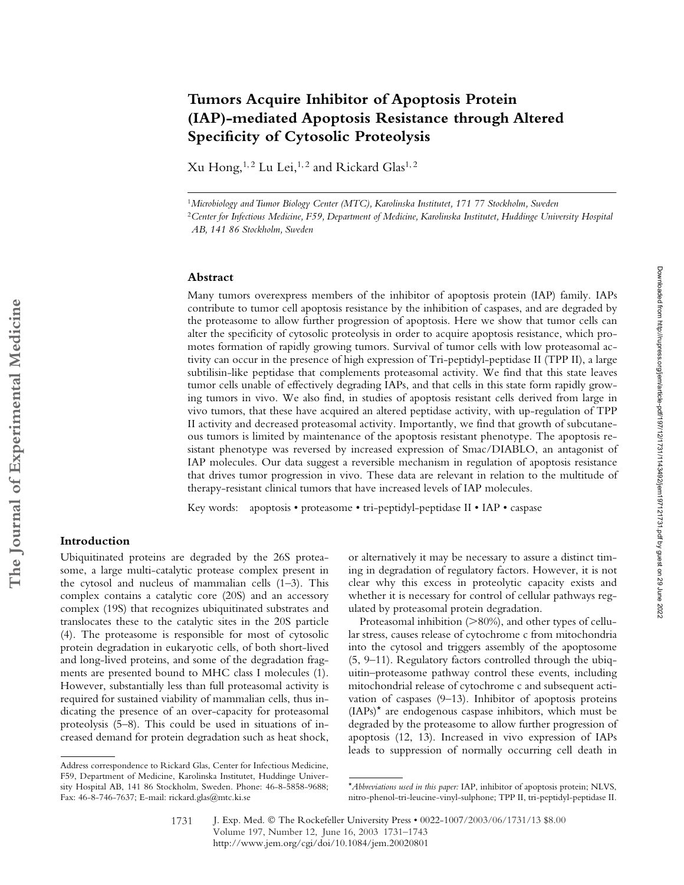# Tumors Acquire Inhibitor of Apoptosis Protein (IAP)-mediated Apoptosis Resistance through Altered Specificity of Cytosolic Proteolysis

Xu Hong,[1,2] Lu Lei,[1,2] and Rickard Glas[1,2]

[1]*Microbiology and Tumor Biology Center (MTC), Karolinska Institutet, 171 77 Stockholm, Sweden*

[2]*Center for Infectious Medicine, F59, Department of Medicine, Karolinska Institutet, Huddinge University Hospital AB, 141 86 Stockholm, Sweden*

## Abstract

Many tumors overexpress members of the inhibitor of apoptosis protein (IAP) family. IAPs contribute to tumor cell apoptosis resistance by the inhibition of caspases, and are degraded by the proteasome to allow further progression of apoptosis. Here we show that tumor cells can alter the specificity of cytosolic proteolysis in order to acquire apoptosis resistance, which promotes formation of rapidly growing tumors. Survival of tumor cells with low proteasomal activity can occur in the presence of high expression of Tri-peptidyl-peptidase II (TPP II), a large subtilisin-like peptidase that complements proteasomal activity. We find that this state leaves tumor cells unable of effectively degrading IAPs, and that cells in this state form rapidly growing tumors in vivo. We also find, in studies of apoptosis resistant cells derived from large in vivo tumors, that these have acquired an altered peptidase activity, with up-regulation of TPP II activity and decreased proteasomal activity. Importantly, we find that growth of subcutaneous tumors is limited by maintenance of the apoptosis resistant phenotype. The apoptosis resistant phenotype was reversed by increased expression of Smac/DIABLO, an antagonist of IAP molecules. Our data suggest a reversible mechanism in regulation of apoptosis resistance that drives tumor progression in vivo. These data are relevant in relation to the multitude of therapy-resistant clinical tumors that have increased levels of IAP molecules.

Key words: apoptosis • proteasome • tri-peptidyl-peptidase II • IAP • caspase

## Introduction

Ubiquitinated proteins are degraded by the 26S proteasome, a large multi-catalytic protease complex present in the cytosol and nucleus of mammalian cells (1–3). This complex contains a catalytic core (20S) and an accessory complex (19S) that recognizes ubiquitinated substrates and translocates these to the catalytic sites in the 20S particle (4). The proteasome is responsible for most of cytosolic protein degradation in eukaryotic cells, of both short-lived and long-lived proteins, and some of the degradation fragments are presented bound to MHC class I molecules (1). However, substantially less than full proteasomal activity is required for sustained viability of mammalian cells, thus indicating the presence of an over-capacity for proteasomal proteolysis (5–8). This could be used in situations of increased demand for protein degradation such as heat shock, or alternatively it may be necessary to assure a distinct timing in degradation of regulatory factors. However, it is not clear why this excess in proteolytic capacity exists and whether it is necessary for control of cellular pathways regulated by proteasomal protein degradation.

Proteasomal inhibition (>80%), and other types of cellular stress, causes release of cytochrome c from mitochondria into the cytosol and triggers assembly of the apoptosome (5, 9–11). Regulatory factors controlled through the ubiquitin–proteasome pathway control these events, including mitochondrial release of cytochrome c and subsequent activation of caspases (9–13). Inhibitor of apoptosis proteins (IAPs)* are endogenous caspase inhibitors, which must be degraded by the proteasome to allow further progression of apoptosis (12, 13). Increased in vivo expression of IAPs leads to suppression of normally occurring cell death in

Address correspondence to Rickard Glas, Center for Infectious Medicine, F59, Department of Medicine, Karolinska Institutet, Huddinge University Hospital AB, 141 86 Stockholm, Sweden. Phone: 46-8-5858-9688; Fax: 46-8-746-7637; E-mail: rickard.glas@mtc.ki.se

*Abbreviations used in this paper:* IAP, inhibitor of apoptosis protein; NLVS, nitro-phenol-tri-leucine-vinyl-sulphone; TPP II, tri-peptidyl-peptidase II.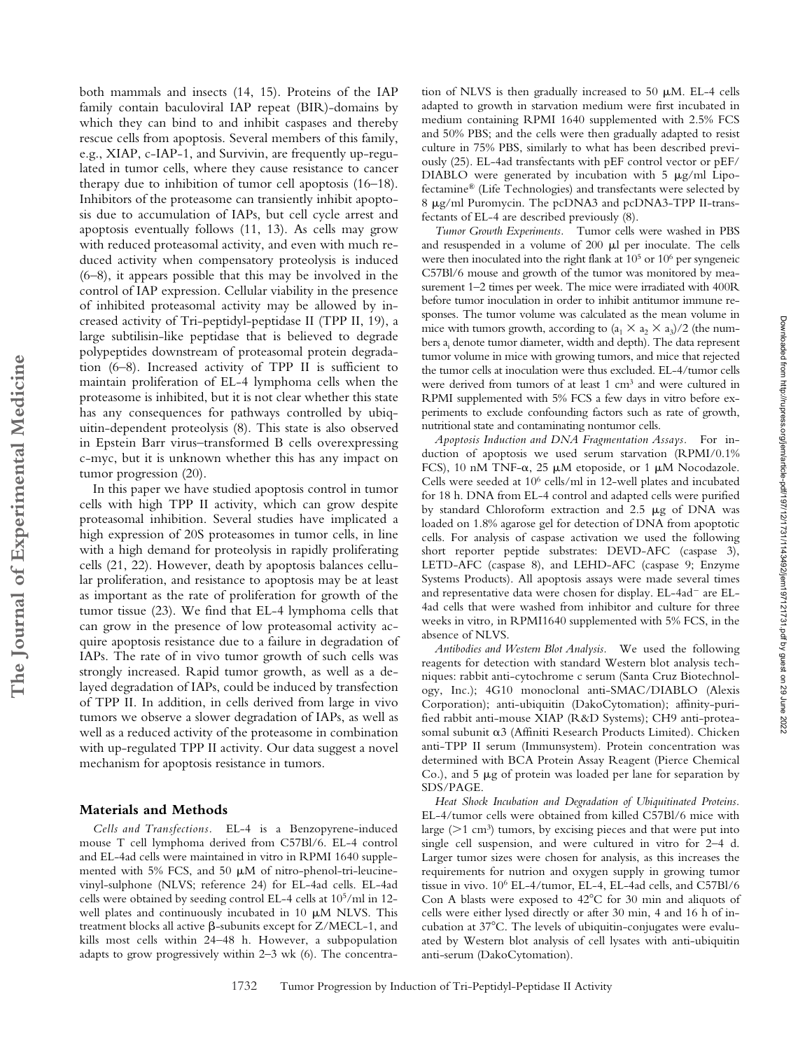both mammals and insects (14, 15). Proteins of the IAP family contain baculoviral IAP repeat (BIR)-domains by which they can bind to and inhibit caspases and thereby rescue cells from apoptosis. Several members of this family, e.g., XIAP, c-IAP-1, and Survivin, are frequently up-regulated in tumor cells, where they cause resistance to cancer therapy due to inhibition of tumor cell apoptosis (16–18). Inhibitors of the proteasome can transiently inhibit apoptosis due to accumulation of IAPs, but cell cycle arrest and apoptosis eventually follows (11, 13). As cells may grow with reduced proteasomal activity, and even with much reduced activity when compensatory proteolysis is induced (6–8), it appears possible that this may be involved in the control of IAP expression. Cellular viability in the presence of inhibited proteasomal activity may be allowed by increased activity of Tri-peptidyl-peptidase II (TPP II, 19), a large subtilisin-like peptidase that is believed to degrade polypeptides downstream of proteasomal protein degradation (6–8). Increased activity of TPP II is sufficient to maintain proliferation of EL-4 lymphoma cells when the proteasome is inhibited, but it is not clear whether this state has any consequences for pathways controlled by ubiquitin-dependent proteolysis (8). This state is also observed in Epstein Barr virus–transformed B cells overexpressing c-myc, but it is unknown whether this has any impact on tumor progression (20).

In this paper we have studied apoptosis control in tumor cells with high TPP II activity, which can grow despite proteasomal inhibition. Several studies have implicated a high expression of 20S proteasomes in tumor cells, in line with a high demand for proteolysis in rapidly proliferating cells (21, 22). However, death by apoptosis balances cellular proliferation, and resistance to apoptosis may be at least as important as the rate of proliferation for growth of the tumor tissue (23). We find that EL-4 lymphoma cells that can grow in the presence of low proteasomal activity acquire apoptosis resistance due to a failure in degradation of IAPs. The rate of in vivo tumor growth of such cells was strongly increased. Rapid tumor growth, as well as a delayed degradation of IAPs, could be induced by transfection of TPP II. In addition, in cells derived from large in vivo tumors we observe a slower degradation of IAPs, as well as well as a reduced activity of the proteasome in combination with up-regulated TPP II activity. Our data suggest a novel mechanism for apoptosis resistance in tumors.

## Materials and Methods

*Cells and Transfections.* EL-4 is a Benzopyrene-induced mouse T cell lymphoma derived from C57Bl/6. EL-4 control and EL-4ad cells were maintained in vitro in RPMI 1640 supplemented with 5% FCS, and 50 μM of nitro-phenol-tri-leucine-vinyl-sulphone (NLVS; reference 24) for EL-4ad cells. EL-4ad cells were obtained by seeding control EL-4 cells at $10^5$/ml in 12-well plates and continuously incubated in 10 μM NLVS. This treatment blocks all active β-subunits except for Z/MECL-1, and kills most cells within 24–48 h. However, a subpopulation adapts to grow progressively within 2–3 wk (6). The concentration of NLVS is then gradually increased to 50 μM. EL-4 cells adapted to growth in starvation medium were first incubated in medium containing RPMI 1640 supplemented with 2.5% FCS and 50% PBS; and the cells were then gradually adapted to resist culture in 75% PBS, similarly to what has been described previously (25). EL-4ad transfectants with pEF control vector or pEF/DIABLO were generated by incubation with 5 μg/ml Lipofectamine® (Life Technologies) and transfectants were selected by 8 μg/ml Puromycin. The pcDNA3 and pcDNA3-TPP II-transfectants of EL-4 are described previously (8).

*Tumor Growth Experiments.* Tumor cells were washed in PBS and resuspended in a volume of 200 μl per inoculate. The cells were then inoculated into the right flank at $10^5$ or $10^6$ per syngeneic C57Bl/6 mouse and growth of the tumor was monitored by measurement 1–2 times per week. The mice were irradiated with 400R before tumor inoculation in order to inhibit antitumor immune responses. The tumor volume was calculated as the mean volume in mice with tumors growth, according to $(a_1 \times a_2 \times a_3)/2$ (the numbers $a_i$ denote tumor diameter, width and depth). The data represent tumor volume in mice with growing tumors, and mice that rejected the tumor cells at inoculation were thus excluded. EL-4/tumor cells were derived from tumors of at least 1 $cm^3$ and were cultured in RPMI supplemented with 5% FCS a few days in vitro before experiments to exclude confounding factors such as rate of growth, nutritional state and contaminating nontumor cells.

*Apoptosis Induction and DNA Fragmentation Assays.* For induction of apoptosis we used serum starvation (RPMI/0.1% FCS), 10 nM TNF-α, 25 μM etoposide, or 1 μM Nocodazole. Cells were seeded at $10^6$ cells/ml in 12-well plates and incubated for 18 h. DNA from EL-4 control and adapted cells were purified by standard Chloroform extraction and 2.5 μg of DNA was loaded on 1.8% agarose gel for detection of DNA from apoptotic cells. For analysis of caspase activation we used the following short reporter peptide substrates: DEVD-AFC (caspase 3), LETD-AFC (caspase 8), and LEHD-AFC (caspase 9; Enzyme Systems Products). All apoptosis assays were made several times and representative data were chosen for display. EL-4ad$^-$ are EL-4ad cells that were washed from inhibitor and culture for three weeks in vitro, in RPMI1640 supplemented with 5% FCS, in the absence of NLVS.

*Antibodies and Western Blot Analysis.* We used the following reagents for detection with standard Western blot analysis techniques: rabbit anti-cytochrome c serum (Santa Cruz Biotechnology, Inc.); 4G10 monoclonal anti-SMAC/DIABLO (Alexis Corporation); anti-ubiquitin (DakoCytomation); affinity-purified rabbit anti-mouse XIAP (R&D Systems); CH9 anti-proteasomal subunit α3 (Affiniti Research Products Limited). Chicken anti-TPP II serum (Immunsystem). Protein concentration was determined with BCA Protein Assay Reagent (Pierce Chemical Co.), and 5 μg of protein was loaded per lane for separation by SDS/PAGE.

*Heat Shock Incubation and Degradation of Ubiquitinated Proteins.* EL-4/tumor cells were obtained from killed C57Bl/6 mice with large (>1 $cm^3$) tumors, by excising pieces and that were put into single cell suspension, and were cultured in vitro for 2–4 d. Larger tumor sizes were chosen for analysis, as this increases the requirements for nutrion and oxygen supply in growing tumor tissue in vivo. $10^6$ EL-4/tumor, EL-4, EL-4ad cells, and C57Bl/6 Con A blasts were exposed to 42°C for 30 min and aliquots of cells were either lysed directly or after 30 min, 4 and 16 h of incubation at 37°C. The levels of ubiquitin-conjugates were evaluated by Western blot analysis of cell lysates with anti-ubiquitin anti-serum (DakoCytomation).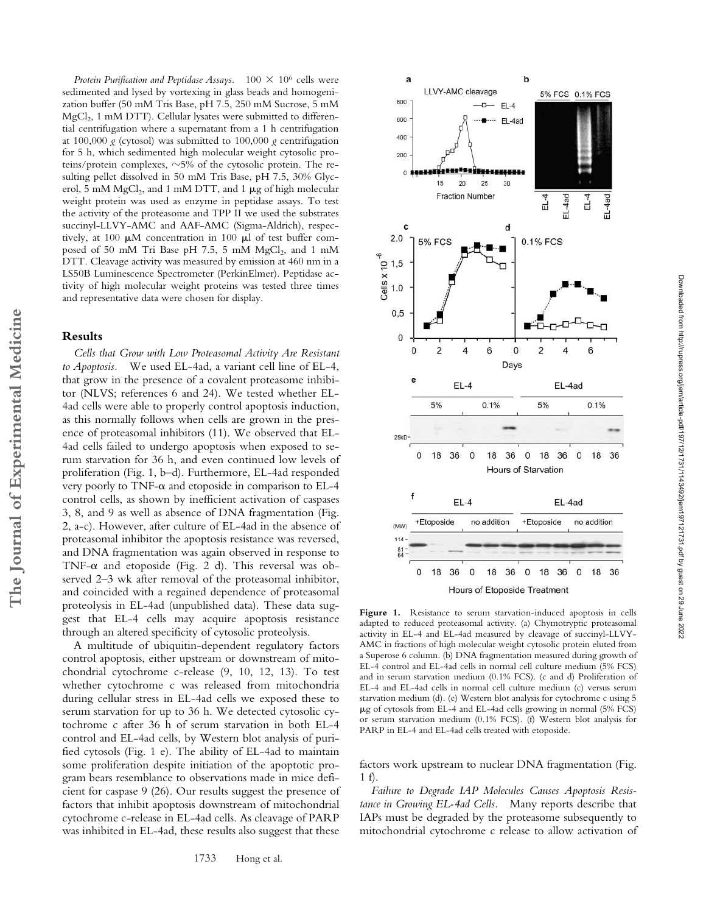*Protein Purification and Peptidase Assays.* $100 \times 10^6$ cells were sedimented and lysed by vortexing in glass beads and homogenization buffer (50 mM Tris Base, pH 7.5, 250 mM Sucrose, 5 mM $MgCl_2$, 1 mM DTT). Cellular lysates were submitted to differential centrifugation where a supernatant from a 1 h centrifugation at 100,000 *g* (cytosol) was submitted to 100,000 *g* centrifugation for 5 h, which sedimented high molecular weight cytosolic proteins/protein complexes, ~5% of the cytosolic protein. The resulting pellet dissolved in 50 mM Tris Base, pH 7.5, 30% Glycerol, 5 mM $MgCl_2$, and 1 mM DTT, and 1 μg of high molecular weight protein was used as enzyme in peptidase assays. To test the activity of the proteasome and TPP II we used the substrates succinyl-LLVY-AMC and AAF-AMC (Sigma-Aldrich), respectively, at 100 μM concentration in 100 μl of test buffer composed of 50 mM Tri Base pH 7.5, 5 mM $MgCl_2$, and 1 mM DTT. Cleavage activity was measured by emission at 460 nm in a LS50B Luminescence Spectrometer (PerkinElmer). Peptidase activity of high molecular weight proteins was tested three times and representative data were chosen for display.

## Results

*Cells that Grow with Low Proteasomal Activity Are Resistant to Apoptosis.* We used EL-4ad, a variant cell line of EL-4, that grow in the presence of a covalent proteasome inhibitor (NLVS; references 6 and 24). We tested whether EL-4ad cells were able to properly control apoptosis induction, as this normally follows when cells are grown in the presence of proteasomal inhibitors (11). We observed that EL-4ad cells failed to undergo apoptosis when exposed to serum starvation for 36 h, and even continued low levels of proliferation (Fig. 1, b–d). Furthermore, EL-4ad responded very poorly to TNF-α and etoposide in comparison to EL-4 control cells, as shown by inefficient activation of caspases 3, 8, and 9 as well as absence of DNA fragmentation (Fig. 2, a–c). However, after culture of EL-4ad in the absence of proteasomal inhibitor the apoptosis resistance was reversed, and DNA fragmentation was again observed in response to TNF-α and etoposide (Fig. 2 d). This reversal was observed 2–3 wk after removal of the proteasomal inhibitor, and coincided with a regained dependence of proteasomal proteolysis in EL-4ad (unpublished data). These data suggest that EL-4 cells may acquire apoptosis resistance through an altered specificity of cytosolic proteolysis.

A multitude of ubiquitin-dependent regulatory factors control apoptosis, either upstream or downstream of mitochondrial cytochrome c-release (9, 10, 12, 13). To test whether cytochrome c was released from mitochondria during cellular stress in EL-4ad cells we exposed these to serum starvation for up to 36 h. We detected cytosolic cytochrome c after 36 h of serum starvation in both EL-4 control and EL-4ad cells, by Western blot analysis of purified cytosols (Fig. 1 e). The ability of EL-4ad to maintain some proliferation despite initiation of the apoptotic program bears resemblance to observations made in mice deficient for caspase 9 (26). Our results suggest the presence of factors that inhibit apoptosis downstream of mitochondrial cytochrome c-release in EL-4ad cells. As cleavage of PARP was inhibited in EL-4ad, these results also suggest that these factors work upstream to nuclear DNA fragmentation (Fig. 1 f).

**Figure 1.** Resistance to serum starvation-induced apoptosis in cells adapted to reduced proteasomal activity. (a) Chymotryptic proteasomal activity in EL-4 and EL-4ad measured by cleavage of succinyl-LLVY-AMC in fractions of high molecular weight cytosolic protein eluted from a Superose 6 column. (b) DNA fragmentation measured during growth of EL-4 control and EL-4ad cells in normal cell culture medium (5% FCS) and in serum starvation medium (0.1% FCS). (c and d) Proliferation of EL-4 and EL-4ad cells in normal cell culture medium (c) versus serum starvation medium (d). (e) Western blot analysis for cytochrome c using 5 μg of cytosols from EL-4 and EL-4ad cells growing in normal (5% FCS) or serum starvation medium (0.1% FCS). (f) Western blot analysis for PARP in EL-4 and EL-4ad cells treated with etoposide.

*Failure to Degrade IAP Molecules Causes Apoptosis Resistance in Growing EL-4ad Cells.* Many reports describe that IAPs must be degraded by the proteasome subsequently to mitochondrial cytochrome c release to allow activation of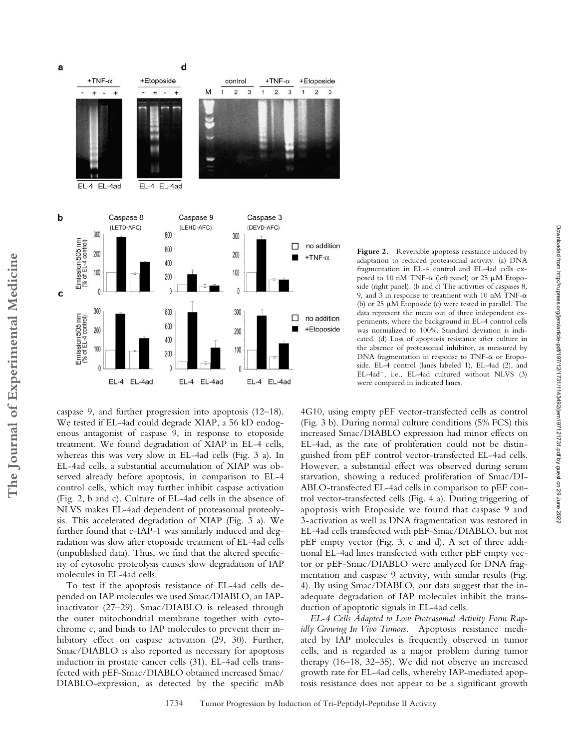**Figure 2.** Reversible apoptosis resistance induced by adaptation to reduced proteasomal activity. (a) DNA fragmentation in EL-4 control and EL-4ad cells exposed to 10 nM TNF-α (left panel) or 25 μM Etoposide (right panel). (b and c) The activities of caspases 8, 9, and 3 in response to treatment with 10 nM TNF-α (b) or 25 μM Etoposide (c) were tested in parallel. The data represent the mean out of three independent experiments, where the background in EL-4 control cells was normalized to 100%. Standard deviation is indicated. (d) Loss of apoptosis resistance after culture in the absence of proteasomal inhibitor, as measured by DNA fragmentation in response to TNF-α or Etoposide. EL-4 control (lanes labeled 1), EL-4ad (2), and EL-4ad⁻, i.e., EL-4ad cultured without NLVS (3) were compared in indicated lanes.

caspase 9, and further progression into apoptosis (12–18). We tested if EL-4ad could degrade XIAP, a 56 kD endogenous antagonist of caspase 9, in response to etoposide treatment. We found degradation of XIAP in EL-4 cells, whereas this was very slow in EL-4ad cells (Fig. 3 a). In EL-4ad cells, a substantial accumulation of XIAP was observed already before apoptosis, in comparison to EL-4 control cells, which may further inhibit caspase activation (Fig. 2, b and c). Culture of EL-4ad cells in the absence of NLVS makes EL-4ad dependent of proteasomal proteolysis. This accelerated degradation of XIAP (Fig. 3 a). We further found that c-IAP-1 was similarly induced and degradation was slow after etoposide treatment of EL-4ad cells (unpublished data). Thus, we find that the altered specificity of cytosolic proteolysis causes slow degradation of IAP molecules in EL-4ad cells.

To test if the apoptosis resistance of EL-4ad cells depended on IAP molecules we used Smac/DIABLO, an IAP-inactivator (27–29). Smac/DIABLO is released through the outer mitochondrial membrane together with cytochrome c, and binds to IAP molecules to prevent their inhibitory effect on caspase activation (29, 30). Further, Smac/DIABLO is also reported as necessary for apoptosis induction in prostate cancer cells (31). EL-4ad cells transfected with pEF-Smac/DIABLO obtained increased Smac/DIABLO-expression, as detected by the specific mAb 4G10, using empty pEF vector-transfected cells as control (Fig. 3 b). During normal culture conditions (5% FCS) this increased Smac/DIABLO expression had minor effects on EL-4ad, as the rate of proliferation could not be distinguished from pEF control vector-transfected EL-4ad cells. However, a substantial effect was observed during serum starvation, showing a reduced proliferation of Smac/DIABLO-transfected EL-4ad cells in comparison to pEF control vector-transfected cells (Fig. 4 a). During triggering of apoptosis with Etoposide we found that caspase 9 and 3-activation as well as DNA fragmentation was restored in EL-4ad cells transfected with pEF-Smac/DIABLO, but not pEF empty vector (Fig. 3, c and d). A set of three additional EL-4ad lines transfected with either pEF empty vector or pEF-Smac/DIABLO were analyzed for DNA fragmentation and caspase 9 activity, with similar results (Fig. 4). By using Smac/DIABLO, our data suggest that the inadequate degradation of IAP molecules inhibit the transduction of apoptotic signals in EL-4ad cells.

*EL-4 Cells Adapted to Low Proteasomal Activity Form Rapidly Growing In Vivo Tumors.* Apoptosis resistance mediated by IAP molecules is frequently observed in tumor cells, and is regarded as a major problem during tumor therapy (16–18, 32–35). We did not observe an increased growth rate for EL-4ad cells, whereby IAP-mediated apoptosis resistance does not appear to be a significant growth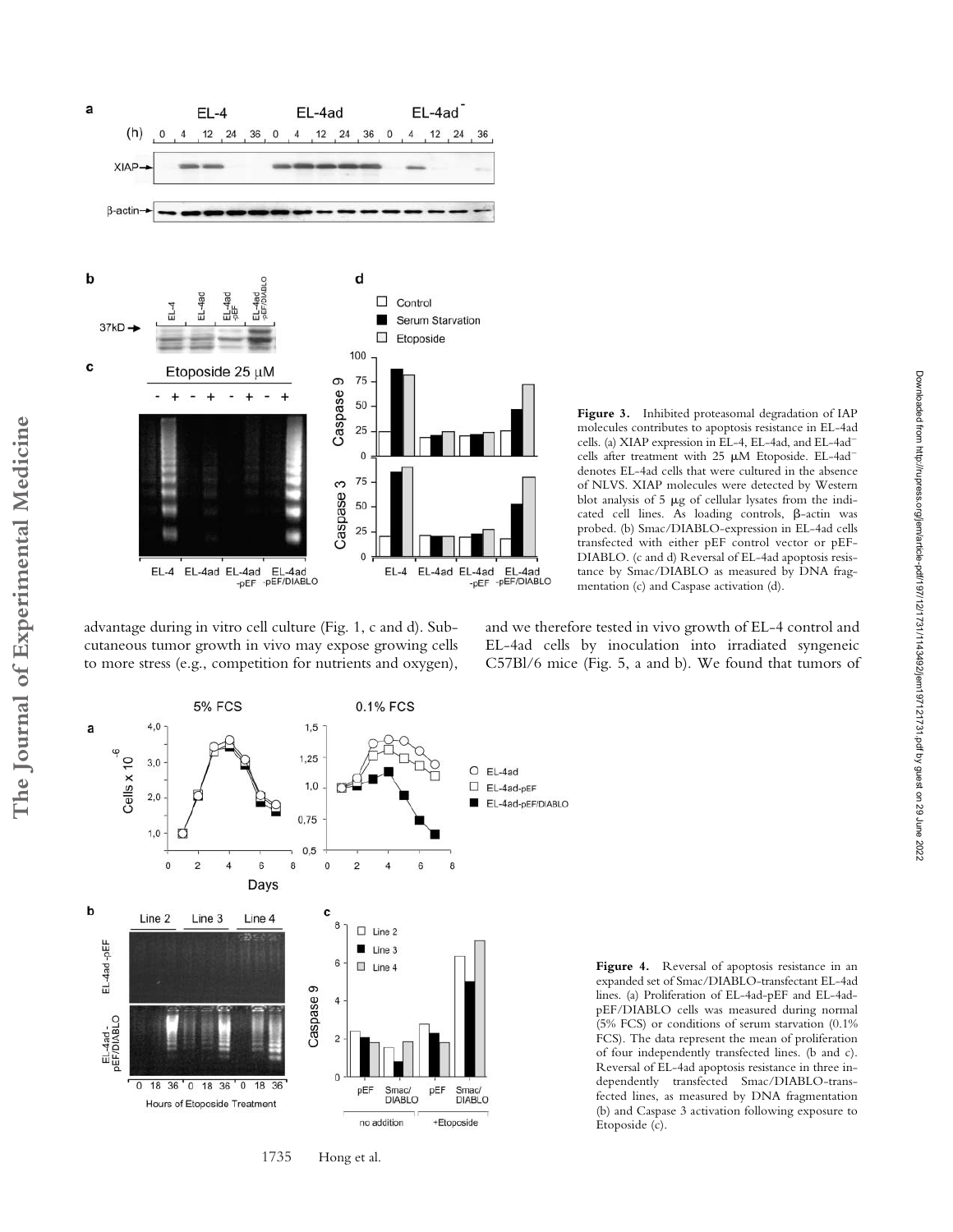**Figure 3.** Inhibited proteasomal degradation of IAP molecules contributes to apoptosis resistance in EL-4ad cells. (a) XIAP expression in EL-4, EL-4ad, and EL-4ad⁻ cells after treatment with 25 μM Etoposide. EL-4ad⁻ denotes EL-4ad cells that were cultured in the absence of NLVS. XIAP molecules were detected by Western blot analysis of 5 μg of cellular lysates from the indicated cell lines. As loading controls, β-actin was probed. (b) Smac/DIABLO-expression in EL-4ad cells transfected with either pEF control vector or pEF-DIABLO. (c and d) Reversal of EL-4ad apoptosis resistance by Smac/DIABLO as measured by DNA fragmentation (c) and Caspase activation (d).

advantage during in vitro cell culture (Fig. 1, c and d). Subcutaneous tumor growth in vivo may expose growing cells to more stress (e.g., competition for nutrients and oxygen), and we therefore tested in vivo growth of EL-4 control and EL-4ad cells by inoculation into irradiated syngeneic C57Bl/6 mice (Fig. 5, a and b). We found that tumors of

**Figure 4.** Reversal of apoptosis resistance in an expanded set of Smac/DIABLO-transfectant EL-4ad lines. (a) Proliferation of EL-4ad-pEF and EL-4ad-pEF/DIABLO cells was measured during normal (5% FCS) or conditions of serum starvation (0.1% FCS). The data represent the mean of proliferation of four independently transfected lines. (b and c). Reversal of EL-4ad apoptosis resistance in three independently transfected Smac/DIABLO-transfected lines, as measured by DNA fragmentation (b) and Caspase 3 activation following exposure to Etoposide (c).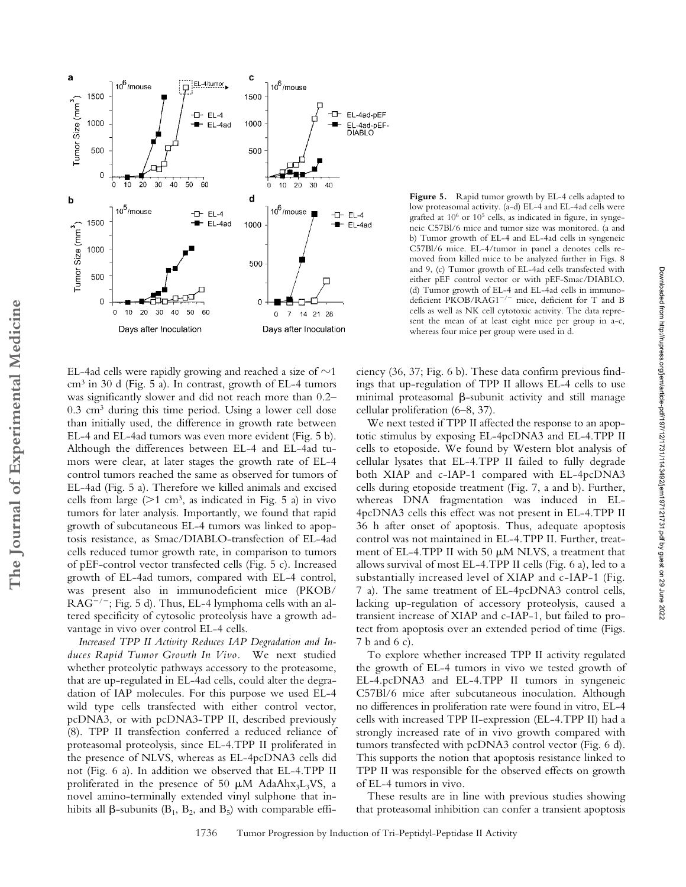Figure 5. Rapid tumor growth by EL-4 cells adapted to low proteasomal activity. (a–d) EL-4 and EL-4ad cells were grafted at $10^6$ or $10^5$ cells, as indicated in figure, in syngeneic C57Bl/6 mice and tumor size was monitored. (a and b) Tumor growth of EL-4 and EL-4ad cells in syngeneic C57Bl/6 mice. EL-4/tumor in panel a denotes cells removed from killed mice to be analyzed further in Figs. 8 and 9, (c) Tumor growth of EL-4ad cells transfected with either pEF control vector or with pEF-Smac/DIABLO. (d) Tumor growth of EL-4 and EL-4ad cells in immunodeficient PKOB/RAG1$^{-/-}$ mice, deficient for T and B cells as well as NK cell cytotoxic activity. The data represent the mean of at least eight mice per group in a–c, whereas four mice per group were used in d.

EL-4ad cells were rapidly growing and reached a size of ~1 $cm^3$ in 30 d (Fig. 5 a). In contrast, growth of EL-4 tumors was significantly slower and did not reach more than 0.2–0.3 $cm^3$ during this time period. Using a lower cell dose than initially used, the difference in growth rate between EL-4 and EL-4ad tumors was even more evident (Fig. 5 b). Although the differences between EL-4 and EL-4ad tumors were clear, at later stages the growth rate of EL-4 control tumors reached the same as observed for tumors of EL-4ad (Fig. 5 a). Therefore we killed animals and excised cells from large (>1 $cm^3$, as indicated in Fig. 5 a) in vivo tumors for later analysis. Importantly, we found that rapid growth of subcutaneous EL-4 tumors was linked to apoptosis resistance, as Smac/DIABLO-transfection of EL-4ad cells reduced tumor growth rate, in comparison to tumors of pEF-control vector transfected cells (Fig. 5 c). Increased growth of EL-4ad tumors, compared with EL-4 control, was present also in immunodeficient mice (PKOB/RAG$^{-/-}$; Fig. 5 d). Thus, EL-4 lymphoma cells with an altered specificity of cytosolic proteolysis have a growth advantage in vivo over control EL-4 cells.

*Increased TPP II Activity Reduces IAP Degradation and Induces Rapid Tumor Growth In Vivo.* We next studied whether proteolytic pathways accessory to the proteasome, that are up-regulated in EL-4ad cells, could alter the degradation of IAP molecules. For this purpose we used EL-4 wild type cells transfected with either control vector, pcDNA3, or with pcDNA3-TPP II, described previously (8). TPP II transfection conferred a reduced reliance of proteasomal proteolysis, since EL-4.TPP II proliferated in the presence of NLVS, whereas as EL-4pcDNA3 cells did not (Fig. 6 a). In addition we observed that EL-4.TPP II proliferated in the presence of 50 μM $AdaAhx_3L_3VS$, a novel amino-terminally extended vinyl sulphone that inhibits all β-subunits ($B_1$, $B_2$, and $B_5$) with comparable efficiency (36, 37; Fig. 6 b). These data confirm previous findings that up-regulation of TPP II allows EL-4 cells to use minimal proteasomal β-subunit activity and still manage cellular proliferation (6–8, 37).

We next tested if TPP II affected the response to an apoptotic stimulus by exposing EL-4pcDNA3 and EL-4.TPP II cells to etoposide. We found by Western blot analysis of cellular lysates that EL-4.TPP II failed to fully degrade both XIAP and c-IAP-1 compared with EL-4pcDNA3 cells during etoposide treatment (Fig. 7, a and b). Further, whereas DNA fragmentation was induced in EL-4pcDNA3 cells this effect was not present in EL-4.TPP II 36 h after onset of apoptosis. Thus, adequate apoptosis control was not maintained in EL-4.TPP II. Further, treatment of EL-4.TPP II with 50 μM NLVS, a treatment that allows survival of most EL-4.TPP II cells (Fig. 6 a), led to a substantially increased level of XIAP and c-IAP-1 (Fig. 7 a). The same treatment of EL-4pcDNA3 control cells, lacking up-regulation of accessory proteolysis, caused a transient increase of XIAP and c-IAP-1, but failed to protect from apoptosis over an extended period of time (Figs. 7 b and 6 c).

To explore whether increased TPP II activity regulated the growth of EL-4 tumors in vivo we tested growth of EL-4.pcDNA3 and EL-4.TPP II tumors in syngeneic C57Bl/6 mice after subcutaneous inoculation. Although no differences in proliferation rate were found in vitro, EL-4 cells with increased TPP II-expression (EL-4.TPP II) had a strongly increased rate of in vivo growth compared with tumors transfected with pcDNA3 control vector (Fig. 6 d). This supports the notion that apoptosis resistance linked to TPP II was responsible for the observed effects on growth of EL-4 tumors in vivo.

These results are in line with previous studies showing that proteasomal inhibition can confer a transient apoptosis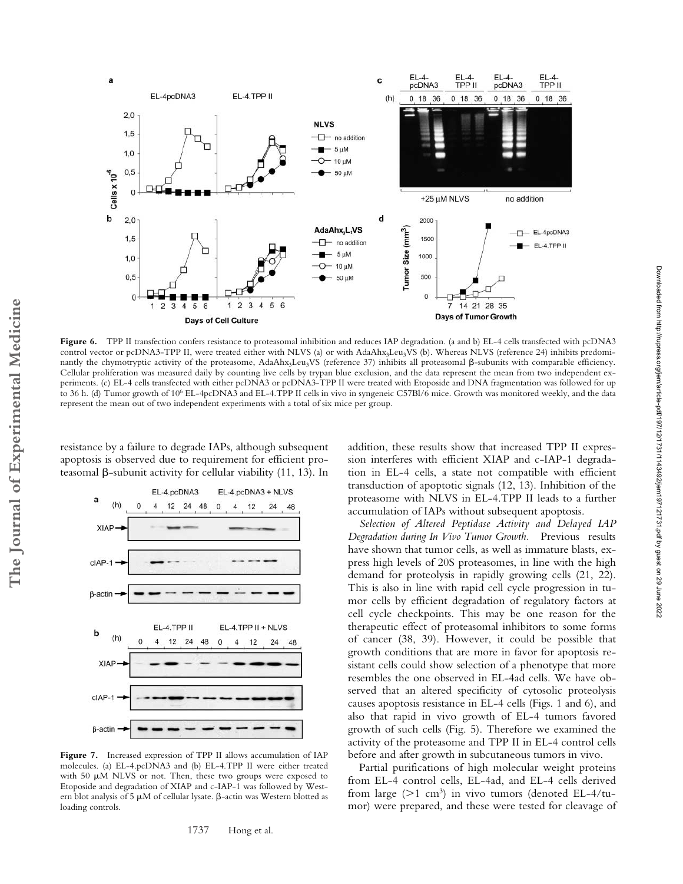**Figure 6.** TPP II transfection confers resistance to proteasomal inhibition and reduces IAP degradation. (a and b) EL-4 cells transfected with pcDNA3 control vector or pcDNA3-TPP II, were treated either with NLVS (a) or with AdaAhx$_3$Leu$_3$VS (b). Whereas NLVS (reference 24) inhibits predominantly the chymotryptic activity of the proteasome, AdaAhx$_3$Leu$_3$VS (reference 37) inhibits all proteasomal β-subunits with comparable efficiency. Cellular proliferation was measured daily by counting live cells by trypan blue exclusion, and the data represent the mean from two independent experiments. (c) EL-4 cells transfected with either pcDNA3 or pcDNA3-TPP II were treated with Etoposide and DNA fragmentation was followed for up to 36 h. (d) Tumor growth of $10^6$ EL-4pcDNA3 and EL-4.TPP II cells in vivo in syngeneic C57Bl/6 mice. Growth was monitored weekly, and the data represent the mean out of two independent experiments with a total of six mice per group.

**Figure 7.** Increased expression of TPP II allows accumulation of IAP molecules. (a) EL-4.pcDNA3 and (b) EL-4.TPP II were either treated with 50 μM NLVS or not. Then, these two groups were exposed to Etoposide and degradation of XIAP and c-IAP-1 was followed by Western blot analysis of 5 μM of cellular lysate. β-actin was Western blotted as loading controls.

resistance by a failure to degrade IAPs, although subsequent apoptosis is observed due to requirement for efficient proteasomal β-subunit activity for cellular viability (11, 13). In addition, these results show that increased TPP II expression interferes with efficient XIAP and c-IAP-1 degradation in EL-4 cells, a state not compatible with efficient transduction of apoptotic signals (12, 13). Inhibition of the proteasome with NLVS in EL-4.TPP II leads to a further accumulation of IAPs without subsequent apoptosis.

*Selection of Altered Peptidase Activity and Delayed IAP Degradation during In Vivo Tumor Growth.* Previous results have shown that tumor cells, as well as immature blasts, express high levels of 20S proteasomes, in line with the high demand for proteolysis in rapidly growing cells (21, 22). This is also in line with rapid cell cycle progression in tumor cells by efficient degradation of regulatory factors at cell cycle checkpoints. This may be one reason for the therapeutic effect of proteasomal inhibitors to some forms of cancer (38, 39). However, it could be possible that growth conditions that are more in favor for apoptosis resistant cells could show selection of a phenotype that more resembles the one observed in EL-4ad cells. We have observed that an altered specificity of cytosolic proteolysis causes apoptosis resistance in EL-4 cells (Figs. 1 and 6), and also that rapid in vivo growth of EL-4 tumors favored growth of such cells (Fig. 5). Therefore we examined the activity of the proteasome and TPP II in EL-4 control cells before and after growth in subcutaneous tumors in vivo.

Partial purifications of high molecular weight proteins from EL-4 control cells, EL-4ad, and EL-4 cells derived from large (>1 cm$^3$) in vivo tumors (denoted EL-4/tumor) were prepared, and these were tested for cleavage of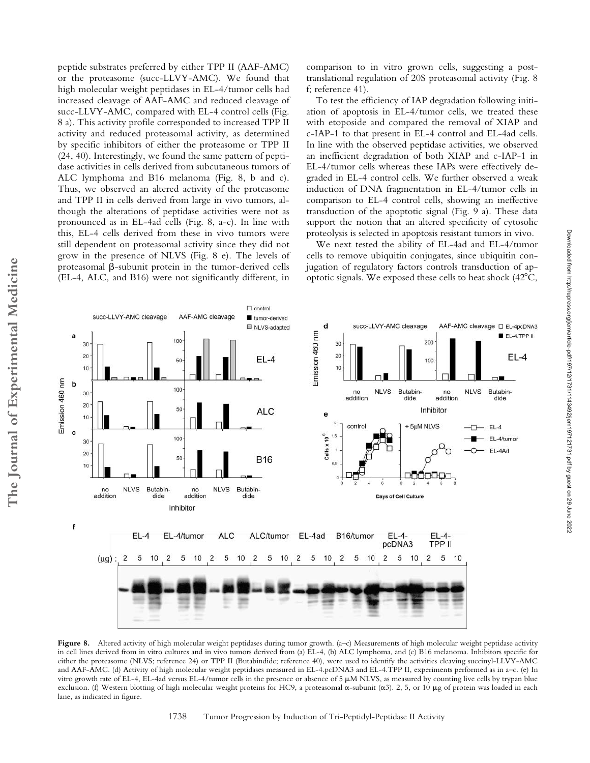peptide substrates preferred by either TPP II (AAF-AMC) or the proteasome (succ-LLVY-AMC). We found that high molecular weight peptidases in EL-4/tumor cells had increased cleavage of AAF-AMC and reduced cleavage of succ-LLVY-AMC, compared with EL-4 control cells (Fig. 8 a). This activity profile corresponded to increased TPP II activity and reduced proteasomal activity, as determined by specific inhibitors of either the proteasome or TPP II (24, 40). Interestingly, we found the same pattern of peptidase activities in cells derived from subcutaneous tumors of ALC lymphoma and B16 melanoma (Fig. 8, b and c). Thus, we observed an altered activity of the proteasome and TPP II in cells derived from large in vivo tumors, although the alterations of peptidase activities were not as pronounced as in EL-4ad cells (Fig. 8, a–c). In line with this, EL-4 cells derived from these in vivo tumors were still dependent on proteasomal activity since they did not grow in the presence of NLVS (Fig. 8 e). The levels of proteasomal β-subunit protein in the tumor-derived cells (EL-4, ALC, and B16) were not significantly different, in comparison to in vitro grown cells, suggesting a posttranslational regulation of 20S proteasomal activity (Fig. 8 f; reference 41).

To test the efficiency of IAP degradation following initiation of apoptosis in EL-4/tumor cells, we treated these with etoposide and compared the removal of XIAP and c-IAP-1 to that present in EL-4 control and EL-4ad cells. In line with the observed peptidase activities, we observed an inefficient degradation of both XIAP and c-IAP-1 in EL-4/tumor cells whereas these IAPs were effectively degraded in EL-4 control cells. We further observed a weak induction of DNA fragmentation in EL-4/tumor cells in comparison to EL-4 control cells, showing an ineffective transduction of the apoptotic signal (Fig. 9 a). These data support the notion that an altered specificity of cytosolic proteolysis is selected in apoptosis resistant tumors in vivo.

We next tested the ability of EL-4ad and EL-4/tumor cells to remove ubiquitin conjugates, since ubiquitin conjugation of regulatory factors controls transduction of apoptotic signals. We exposed these cells to heat shock (42°C,

**Figure 8.** Altered activity of high molecular weight peptidases during tumor growth. (a–c) Measurements of high molecular weight peptidase activity in cell lines derived from in vitro cultures and in vivo tumors derived from (a) EL-4, (b) ALC lymphoma, and (c) B16 melanoma. Inhibitors specific for either the proteasome (NLVS; reference 24) or TPP II (Butabindide; reference 40), were used to identify the activities cleaving succinyl-LLVY-AMC and AAF-AMC. (d) Activity of high molecular weight peptidases measured in EL-4.pcDNA3 and EL-4.TPP II, experiments performed as in a–c. (e) In vitro growth rate of EL-4, EL-4ad versus EL-4/tumor cells in the presence or absence of 5 μM NLVS, as measured by counting live cells by trypan blue exclusion. (f) Western blotting of high molecular weight proteins for HC9, a proteasomal α-subunit (α3). 2, 5, or 10 μg of protein was loaded in each lane, as indicated in figure.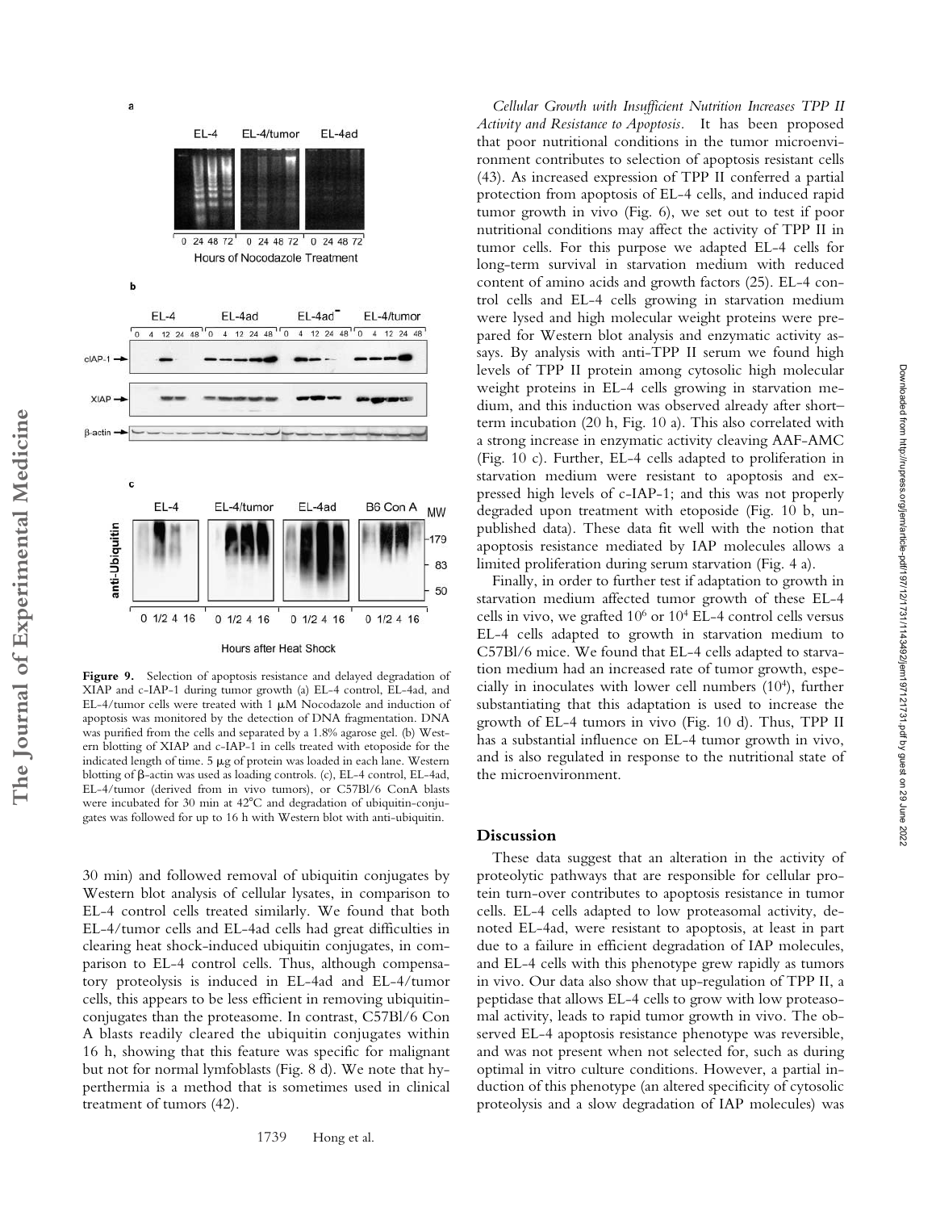**Figure 9.** Selection of apoptosis resistance and delayed degradation of XIAP and c-IAP-1 during tumor growth (a) EL-4 control, EL-4ad, and EL-4/tumor cells were treated with 1 μM Nocodazole and induction of apoptosis was monitored by the detection of DNA fragmentation. DNA was purified from the cells and separated by a 1.8% agarose gel. (b) Western blotting of XIAP and c-IAP-1 in cells treated with etoposide for the indicated length of time. 5 μg of protein was loaded in each lane. Western blotting of β-actin was used as loading controls. (c), EL-4 control, EL-4ad, EL-4/tumor (derived from in vivo tumors), or C57Bl/6 ConA blasts were incubated for 30 min at 42°C and degradation of ubiquitin-conjugates was followed for up to 16 h with Western blot with anti-ubiquitin.

30 min) and followed removal of ubiquitin conjugates by Western blot analysis of cellular lysates, in comparison to EL-4 control cells treated similarly. We found that both EL-4/tumor cells and EL-4ad cells had great difficulties in clearing heat shock-induced ubiquitin conjugates, in comparison to EL-4 control cells. Thus, although compensatory proteolysis is induced in EL-4ad and EL-4/tumor cells, this appears to be less efficient in removing ubiquitin-conjugates than the proteasome. In contrast, C57Bl/6 Con A blasts readily cleared the ubiquitin conjugates within 16 h, showing that this feature was specific for malignant but not for normal lymfoblasts (Fig. 8 d). We note that hyperthermia is a method that is sometimes used in clinical treatment of tumors (42).

*Cellular Growth with Insufficient Nutrition Increases TPP II Activity and Resistance to Apoptosis.* It has been proposed that poor nutritional conditions in the tumor microenvironment contributes to selection of apoptosis resistant cells (43). As increased expression of TPP II conferred a partial protection from apoptosis of EL-4 cells, and induced rapid tumor growth in vivo (Fig. 6), we set out to test if poor nutritional conditions may affect the activity of TPP II in tumor cells. For this purpose we adapted EL-4 cells for long-term survival in starvation medium with reduced content of amino acids and growth factors (25). EL-4 control cells and EL-4 cells growing in starvation medium were lysed and high molecular weight proteins were prepared for Western blot analysis and enzymatic activity assays. By analysis with anti-TPP II serum we found high levels of TPP II protein among cytosolic high molecular weight proteins in EL-4 cells growing in starvation medium, and this induction was observed already after short–term incubation (20 h, Fig. 10 a). This also correlated with a strong increase in enzymatic activity cleaving AAF-AMC (Fig. 10 c). Further, EL-4 cells adapted to proliferation in starvation medium were resistant to apoptosis and expressed high levels of c-IAP-1; and this was not properly degraded upon treatment with etoposide (Fig. 10 b, unpublished data). These data fit well with the notion that apoptosis resistance mediated by IAP molecules allows a limited proliferation during serum starvation (Fig. 4 a).

Finally, in order to further test if adaptation to growth in starvation medium affected tumor growth of these EL-4 cells in vivo, we grafted $10^6$ or $10^4$ EL-4 control cells versus EL-4 cells adapted to growth in starvation medium to C57Bl/6 mice. We found that EL-4 cells adapted to starvation medium had an increased rate of tumor growth, especially in inoculates with lower cell numbers ($10^4$), further substantiating that this adaptation is used to increase the growth of EL-4 tumors in vivo (Fig. 10 d). Thus, TPP II has a substantial influence on EL-4 tumor growth in vivo, and is also regulated in response to the nutritional state of the microenvironment.

## Discussion

These data suggest that an alteration in the activity of proteolytic pathways that are responsible for cellular protein turn-over contributes to apoptosis resistance in tumor cells. EL-4 cells adapted to low proteasomal activity, denoted EL-4ad, were resistant to apoptosis, at least in part due to a failure in efficient degradation of IAP molecules, and EL-4 cells with this phenotype grew rapidly as tumors in vivo. Our data also show that up-regulation of TPP II, a peptidase that allows EL-4 cells to grow with low proteasomal activity, leads to rapid tumor growth in vivo. The observed EL-4 apoptosis resistance phenotype was reversible, and was not present when not selected for, such as during optimal in vitro culture conditions. However, a partial induction of this phenotype (an altered specificity of cytosolic proteolysis and a slow degradation of IAP molecules) was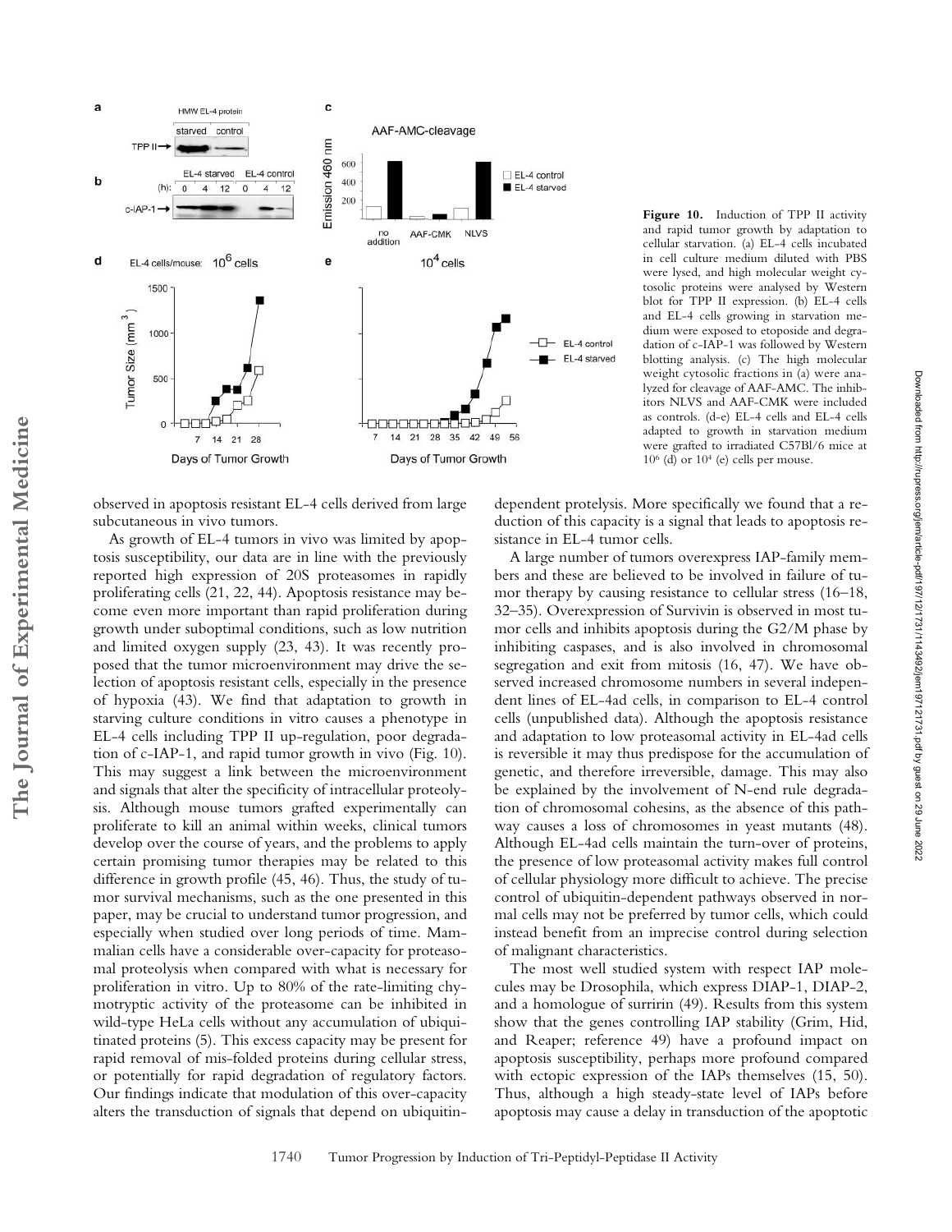**Figure 10.** Induction of TPP II activity and rapid tumor growth by adaptation to cellular starvation. (a) EL-4 cells incubated in cell culture medium diluted with PBS were lysed, and high molecular weight cytosolic proteins were analysed by Western blot for TPP II expression. (b) EL-4 cells and EL-4 cells growing in starvation medium were exposed to etoposide and degradation of c-IAP-1 was followed by Western blotting analysis. (c) The high molecular weight cytosolic fractions in (a) were analyzed for cleavage of AAF-AMC. The inhibitors NLVS and AAF-CMK were included as controls. (d-e) EL-4 cells and EL-4 cells adapted to growth in starvation medium were grafted to irradiated C57Bl/6 mice at $10^6$ (d) or $10^4$ (e) cells per mouse.

observed in apoptosis resistant EL-4 cells derived from large subcutaneous in vivo tumors.

As growth of EL-4 tumors in vivo was limited by apoptosis susceptibility, our data are in line with the previously reported high expression of 20S proteasomes in rapidly proliferating cells (21, 22, 44). Apoptosis resistance may become even more important than rapid proliferation during growth under suboptimal conditions, such as low nutrition and limited oxygen supply (23, 43). It was recently proposed that the tumor microenvironment may drive the selection of apoptosis resistant cells, especially in the presence of hypoxia (43). We find that adaptation to growth in starving culture conditions in vitro causes a phenotype in EL-4 cells including TPP II up-regulation, poor degradation of c-IAP-1, and rapid tumor growth in vivo (Fig. 10). This may suggest a link between the microenvironment and signals that alter the specificity of intracellular proteolysis. Although mouse tumors grafted experimentally can proliferate to kill an animal within weeks, clinical tumors develop over the course of years, and the problems to apply certain promising tumor therapies may be related to this difference in growth profile (45, 46). Thus, the study of tumor survival mechanisms, such as the one presented in this paper, may be crucial to understand tumor progression, and especially when studied over long periods of time. Mammalian cells have a considerable over-capacity for proteasomal proteolysis when compared with what is necessary for proliferation in vitro. Up to 80% of the rate-limiting chymotryptic activity of the proteasome can be inhibited in wild-type HeLa cells without any accumulation of ubiquitinated proteins (5). This excess capacity may be present for rapid removal of mis-folded proteins during cellular stress, or potentially for rapid degradation of regulatory factors. Our findings indicate that modulation of this over-capacity alters the transduction of signals that depend on ubiquitin-dependent protelysis. More specifically we found that a reduction of this capacity is a signal that leads to apoptosis resistance in EL-4 tumor cells.

A large number of tumors overexpress IAP-family members and these are believed to be involved in failure of tumor therapy by causing resistance to cellular stress (16–18, 32–35). Overexpression of Survivin is observed in most tumor cells and inhibits apoptosis during the G2/M phase by inhibiting caspases, and is also involved in chromosomal segregation and exit from mitosis (16, 47). We have observed increased chromosome numbers in several independent lines of EL-4ad cells, in comparison to EL-4 control cells (unpublished data). Although the apoptosis resistance and adaptation to low proteasomal activity in EL-4ad cells is reversible it may thus predispose for the accumulation of genetic, and therefore irreversible, damage. This may also be explained by the involvement of N-end rule degradation of chromosomal cohesins, as the absence of this pathway causes a loss of chromosomes in yeast mutants (48). Although EL-4ad cells maintain the turn-over of proteins, the presence of low proteasomal activity makes full control of cellular physiology more difficult to achieve. The precise control of ubiquitin-dependent pathways observed in normal cells may not be preferred by tumor cells, which could instead benefit from an imprecise control during selection of malignant characteristics.

The most well studied system with respect IAP molecules may be Drosophila, which express DIAP-1, DIAP-2, and a homologue of surririn (49). Results from this system show that the genes controlling IAP stability (Grim, Hid, and Reaper; reference 49) have a profound impact on apoptosis susceptibility, perhaps more profound compared with ectopic expression of the IAPs themselves (15, 50). Thus, although a high steady-state level of IAPs before apoptosis may cause a delay in transduction of the apoptotic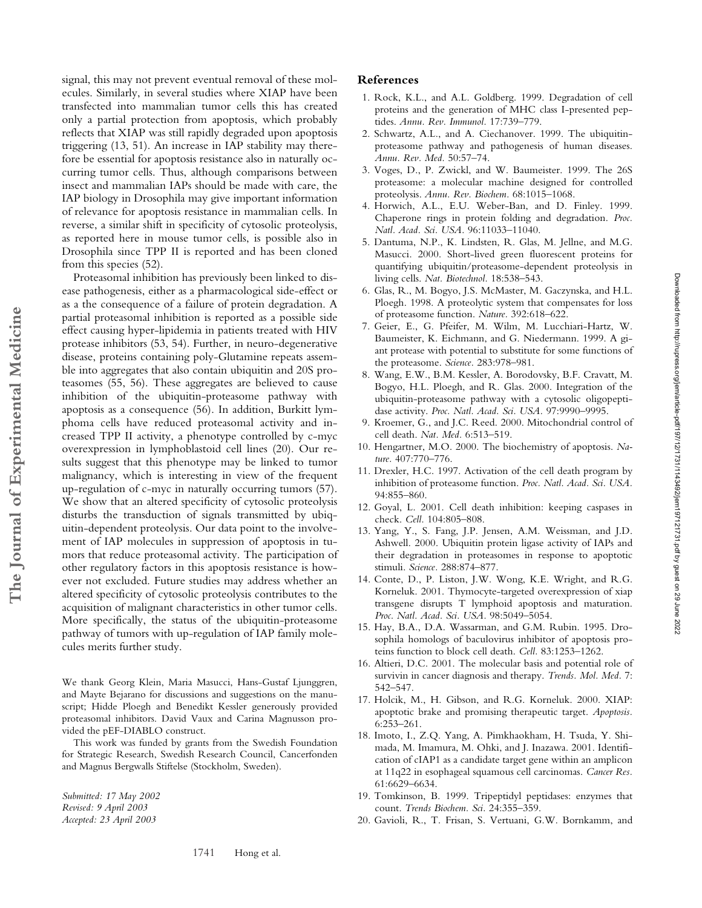signal, this may not prevent eventual removal of these molecules. Similarly, in several studies where XIAP have been transfected into mammalian tumor cells this has created only a partial protection from apoptosis, which probably reflects that XIAP was still rapidly degraded upon apoptosis triggering (13, 51). An increase in IAP stability may therefore be essential for apoptosis resistance also in naturally occurring tumor cells. Thus, although comparisons between insect and mammalian IAPs should be made with care, the IAP biology in Drosophila may give important information of relevance for apoptosis resistance in mammalian cells. In reverse, a similar shift in specificity of cytosolic proteolysis, as reported here in mouse tumor cells, is possible also in Drosophila since TPP II is reported and has been cloned from this species (52).

Proteasomal inhibition has previously been linked to disease pathogenesis, either as a pharmacological side-effect or as a the consequence of a failure of protein degradation. A partial proteasomal inhibition is reported as a possible side effect causing hyper-lipidemia in patients treated with HIV protease inhibitors (53, 54). Further, in neuro-degenerative disease, proteins containing poly-Glutamine repeats assemble into aggregates that also contain ubiquitin and 20S proteasomes (55, 56). These aggregates are believed to cause inhibition of the ubiquitin-proteasome pathway with apoptosis as a consequence (56). In addition, Burkitt lymphoma cells have reduced proteasomal activity and increased TPP II activity, a phenotype controlled by c-myc overexpression in lymphoblastoid cell lines (20). Our results suggest that this phenotype may be linked to tumor malignancy, which is interesting in view of the frequent up-regulation of c-myc in naturally occurring tumors (57). We show that an altered specificity of cytosolic proteolysis disturbs the transduction of signals transmitted by ubiquitin-dependent proteolysis. Our data point to the involvement of IAP molecules in suppression of apoptosis in tumors that reduce proteasomal activity. The participation of other regulatory factors in this apoptosis resistance is however not excluded. Future studies may address whether an altered specificity of cytosolic proteolysis contributes to the acquisition of malignant characteristics in other tumor cells. More specifically, the status of the ubiquitin-proteasome pathway of tumors with up-regulation of IAP family molecules merits further study.

We thank Georg Klein, Maria Masucci, Hans-Gustaf Ljunggren, and Mayte Bejarano for discussions and suggestions on the manuscript; Hidde Ploegh and Benedikt Kessler generously provided proteasomal inhibitors. David Vaux and Carina Magnusson provided the pEF-DIABLO construct.

This work was funded by grants from the Swedish Foundation for Strategic Research, Swedish Research Council, Cancerfonden and Magnus Bergwalls Stiftelse (Stockholm, Sweden).

*Submitted: 17 May 2002*
*Revised: 9 April 2003*
*Accepted: 23 April 2003*

## References

1. Rock, K.L., and A.L. Goldberg. 1999. Degradation of cell proteins and the generation of MHC class I-presented peptides. *Annu. Rev. Immunol.* 17:739–779.
2. Schwartz, A.L., and A. Ciechanover. 1999. The ubiquitin-proteasome pathway and pathogenesis of human diseases. *Annu. Rev. Med.* 50:57–74.
3. Voges, D., P. Zwickl, and W. Baumeister. 1999. The 26S proteasome: a molecular machine designed for controlled proteolysis. *Annu. Rev. Biochem.* 68:1015–1068.
4. Horwich, A.L., E.U. Weber-Ban, and D. Finley. 1999. Chaperone rings in protein folding and degradation. *Proc. Natl. Acad. Sci. USA.* 96:11033–11040.
5. Dantuma, N.P., K. Lindsten, R. Glas, M. Jellne, and M.G. Masucci. 2000. Short-lived green fluorescent proteins for quantifying ubiquitin/proteasome-dependent proteolysis in living cells. *Nat. Biotechnol.* 18:538–543.
6. Glas, R., M. Bogyo, J.S. McMaster, M. Gaczynska, and H.L. Ploegh. 1998. A proteolytic system that compensates for loss of proteasome function. *Nature.* 392:618–622.
7. Geier, E., G. Pfeifer, M. Wilm, M. Lucchiari-Hartz, W. Baumeister, K. Eichmann, and G. Niedermann. 1999. A giant protease with potential to substitute for some functions of the proteasome. *Science.* 283:978–981.
8. Wang, E.W., B.M. Kessler, A. Borodovsky, B.F. Cravatt, M. Bogyo, H.L. Ploegh, and R. Glas. 2000. Integration of the ubiquitin-proteasome pathway with a cytosolic oligopeptidase activity. *Proc. Natl. Acad. Sci. USA.* 97:9990–9995.
9. Kroemer, G., and J.C. Reed. 2000. Mitochondrial control of cell death. *Nat. Med.* 6:513–519.
10. Hengartner, M.O. 2000. The biochemistry of apoptosis. *Nature.* 407:770–776.
11. Drexler, H.C. 1997. Activation of the cell death program by inhibition of proteasome function. *Proc. Natl. Acad. Sci. USA.* 94:855–860.
12. Goyal, L. 2001. Cell death inhibition: keeping caspases in check. *Cell.* 104:805–808.
13. Yang, Y., S. Fang, J.P. Jensen, A.M. Weissman, and J.D. Ashwell. 2000. Ubiquitin protein ligase activity of IAPs and their degradation in proteasomes in response to apoptotic stimuli. *Science.* 288:874–877.
14. Conte, D., P. Liston, J.W. Wong, K.E. Wright, and R.G. Korneluk. 2001. Thymocyte-targeted overexpression of xiap transgene disrupts T lymphoid apoptosis and maturation. *Proc. Natl. Acad. Sci. USA.* 98:5049–5054.
15. Hay, B.A., D.A. Wassarman, and G.M. Rubin. 1995. Drosophila homologs of baculovirus inhibitor of apoptosis proteins function to block cell death. *Cell.* 83:1253–1262.
16. Altieri, D.C. 2001. The molecular basis and potential role of survivin in cancer diagnosis and therapy. *Trends. Mol. Med.* 7: 542–547.
17. Holcik, M., H. Gibson, and R.G. Korneluk. 2000. XIAP: apoptotic brake and promising therapeutic target. *Apoptosis.* 6:253–261.
18. Imoto, I., Z.Q. Yang, A. Pimkhaokham, H. Tsuda, Y. Shimada, M. Imamura, M. Ohki, and J. Inazawa. 2001. Identification of cIAP1 as a candidate target gene within an amplicon at 11q22 in esophageal squamous cell carcinomas. *Cancer Res.* 61:6629–6634.
19. Tomkinson, B. 1999. Tripeptidyl peptidases: enzymes that count. *Trends Biochem. Sci.* 24:355–359.
20. Gavioli, R., T. Frisan, S. Vertuani, G.W. Bornkamm, and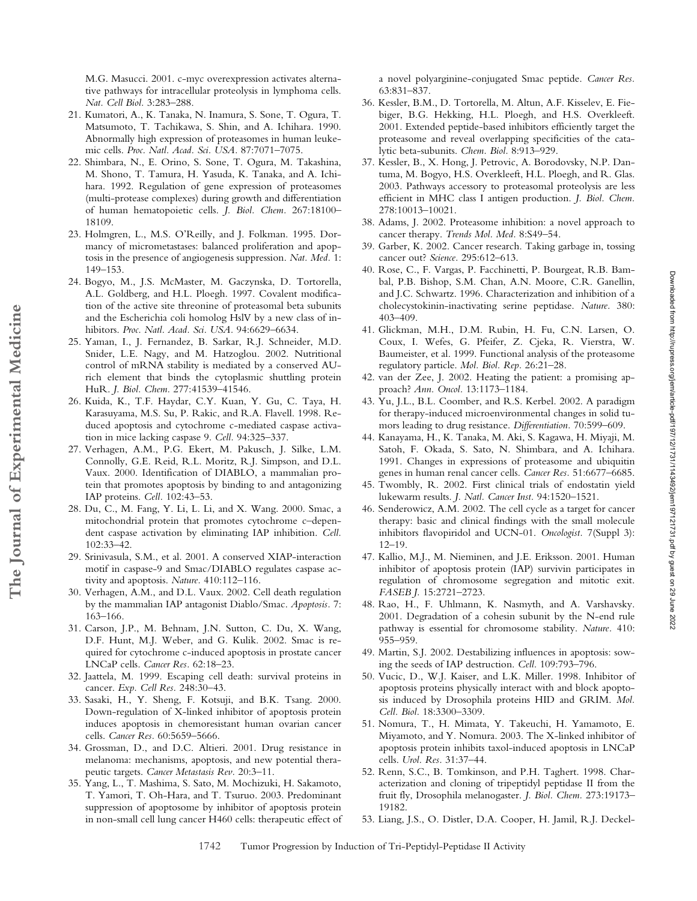M.G. Masucci. 2001. c-myc overexpression activates alternative pathways for intracellular proteolysis in lymphoma cells. *Nat. Cell Biol.* 3:283–288.

21. Kumatori, A., K. Tanaka, N. Inamura, S. Sone, T. Ogura, T. Matsumoto, T. Tachikawa, S. Shin, and A. Ichihara. 1990. Abnormally high expression of proteasomes in human leukemic cells. *Proc. Natl. Acad. Sci. USA.* 87:7071–7075.
22. Shimbara, N., E. Orino, S. Sone, T. Ogura, M. Takashina, M. Shono, T. Tamura, H. Yasuda, K. Tanaka, and A. Ichihara. 1992. Regulation of gene expression of proteasomes (multi-protease complexes) during growth and differentiation of human hematopoietic cells. *J. Biol. Chem.* 267:18100–18109.
23. Holmgren, L., M.S. O'Reilly, and J. Folkman. 1995. Dormancy of micrometastases: balanced proliferation and apoptosis in the presence of angiogenesis suppression. *Nat. Med.* 1: 149–153.
24. Bogyo, M., J.S. McMaster, M. Gaczynska, D. Tortorella, A.L. Goldberg, and H.L. Ploegh. 1997. Covalent modification of the active site threonine of proteasomal beta subunits and the Escherichia coli homolog HslV by a new class of inhibitors. *Proc. Natl. Acad. Sci. USA.* 94:6629–6634.
25. Yaman, I., J. Fernandez, B. Sarkar, R.J. Schneider, M.D. Snider, L.E. Nagy, and M. Hatzoglou. 2002. Nutritional control of mRNA stability is mediated by a conserved AU-rich element that binds the cytoplasmic shuttling protein HuR. *J. Biol. Chem.* 277:41539–41546.
26. Kuida, K., T.F. Haydar, C.Y. Kuan, Y. Gu, C. Taya, H. Karasuyama, M.S. Su, P. Rakic, and R.A. Flavell. 1998. Reduced apoptosis and cytochrome c-mediated caspase activation in mice lacking caspase 9. *Cell.* 94:325–337.
27. Verhagen, A.M., P.G. Ekert, M. Pakusch, J. Silke, L.M. Connolly, G.E. Reid, R.L. Moritz, R.J. Simpson, and D.L. Vaux. 2000. Identification of DIABLO, a mammalian protein that promotes apoptosis by binding to and antagonizing IAP proteins. *Cell.* 102:43–53.
28. Du, C., M. Fang, Y. Li, L. Li, and X. Wang. 2000. Smac, a mitochondrial protein that promotes cytochrome c–dependent caspase activation by eliminating IAP inhibition. *Cell.* 102:33–42.
29. Srinivasula, S.M., et al. 2001. A conserved XIAP-interaction motif in caspase-9 and Smac/DIABLO regulates caspase activity and apoptosis. *Nature.* 410:112–116.
30. Verhagen, A.M., and D.L. Vaux. 2002. Cell death regulation by the mammalian IAP antagonist Diablo/Smac. *Apoptosis.* 7: 163–166.
31. Carson, J.P., M. Behnam, J.N. Sutton, C. Du, X. Wang, D.F. Hunt, M.J. Weber, and G. Kulik. 2002. Smac is required for cytochrome c-induced apoptosis in prostate cancer LNCaP cells. *Cancer Res.* 62:18–23.
32. Jaattela, M. 1999. Escaping cell death: survival proteins in cancer. *Exp. Cell Res.* 248:30–43.
33. Sasaki, H., Y. Sheng, F. Kotsuji, and B.K. Tsang. 2000. Down-regulation of X-linked inhibitor of apoptosis protein induces apoptosis in chemoresistant human ovarian cancer cells. *Cancer Res.* 60:5659–5666.
34. Grossman, D., and D.C. Altieri. 2001. Drug resistance in melanoma: mechanisms, apoptosis, and new potential therapeutic targets. *Cancer Metastasis Rev.* 20:3–11.
35. Yang, L., T. Mashima, S. Sato, M. Mochizuki, H. Sakamoto, T. Yamori, T. Oh-Hara, and T. Tsuruo. 2003. Predominant suppression of apoptosome by inhibitor of apoptosis protein in non-small cell lung cancer H460 cells: therapeutic effect of a novel polyarginine-conjugated Smac peptide. *Cancer Res.* 63:831–837.
36. Kessler, B.M., D. Tortorella, M. Altun, A.F. Kisselev, E. Fiebiger, B.G. Hekking, H.L. Ploegh, and H.S. Overkleeft. 2001. Extended peptide-based inhibitors efficiently target the proteasome and reveal overlapping specificities of the catalytic beta-subunits. *Chem. Biol.* 8:913–929.
37. Kessler, B., X. Hong, J. Petrovic, A. Borodovsky, N.P. Dantuma, M. Bogyo, H.S. Overkleeft, H.L. Ploegh, and R. Glas. 2003. Pathways accessory to proteasomal proteolysis are less efficient in MHC class I antigen production. *J. Biol. Chem.* 278:10013–10021.
38. Adams, J. 2002. Proteasome inhibition: a novel approach to cancer therapy. *Trends Mol. Med.* 8:S49–54.
39. Garber, K. 2002. Cancer research. Taking garbage in, tossing cancer out? *Science.* 295:612–613.
40. Rose, C., F. Vargas, P. Facchinetti, P. Bourgeat, R.B. Bambal, P.B. Bishop, S.M. Chan, A.N. Moore, C.R. Ganellin, and J.C. Schwartz. 1996. Characterization and inhibition of a cholecystokinin-inactivating serine peptidase. *Nature.* 380: 403–409.
41. Glickman, M.H., D.M. Rubin, H. Fu, C.N. Larsen, O. Coux, I. Wefes, G. Pfeifer, Z. Cjeka, R. Vierstra, W. Baumeister, et al. 1999. Functional analysis of the proteasome regulatory particle. *Mol. Biol. Rep.* 26:21–28.
42. van der Zee, J. 2002. Heating the patient: a promising approach? *Ann. Oncol.* 13:1173–1184.
43. Yu, J.L., B.L. Coomber, and R.S. Kerbel. 2002. A paradigm for therapy-induced microenvironmental changes in solid tumors leading to drug resistance. *Differentiation.* 70:599–609.
44. Kanayama, H., K. Tanaka, M. Aki, S. Kagawa, H. Miyaji, M. Satoh, F. Okada, S. Sato, N. Shimbara, and A. Ichihara. 1991. Changes in expressions of proteasome and ubiquitin genes in human renal cancer cells. *Cancer Res.* 51:6677–6685.
45. Twombly, R. 2002. First clinical trials of endostatin yield lukewarm results. *J. Natl. Cancer Inst.* 94:1520–1521.
46. Senderowicz, A.M. 2002. The cell cycle as a target for cancer therapy: basic and clinical findings with the small molecule inhibitors flavopiridol and UCN-01. *Oncologist.* 7(Suppl 3): 12–19.
47. Kallio, M.J., M. Nieminen, and J.E. Eriksson. 2001. Human inhibitor of apoptosis protein (IAP) survivin participates in regulation of chromosome segregation and mitotic exit. *FASEB J.* 15:2721–2723.
48. Rao, H., F. Uhlmann, K. Nasmyth, and A. Varshavsky. 2001. Degradation of a cohesin subunit by the N-end rule pathway is essential for chromosome stability. *Nature.* 410: 955–959.
49. Martin, S.J. 2002. Destabilizing influences in apoptosis: sowing the seeds of IAP destruction. *Cell.* 109:793–796.
50. Vucic, D., W.J. Kaiser, and L.K. Miller. 1998. Inhibitor of apoptosis proteins physically interact with and block apoptosis induced by Drosophila proteins HID and GRIM. *Mol. Cell. Biol.* 18:3300–3309.
51. Nomura, T., H. Mimata, Y. Takeuchi, H. Yamamoto, E. Miyamoto, and Y. Nomura. 2003. The X-linked inhibitor of apoptosis protein inhibits taxol-induced apoptosis in LNCaP cells. *Urol. Res.* 31:37–44.
52. Renn, S.C., B. Tomkinson, and P.H. Taghert. 1998. Characterization and cloning of tripeptidyl peptidase II from the fruit fly, Drosophila melanogaster. *J. Biol. Chem.* 273:19173–19182.
53. Liang, J.S., O. Distler, D.A. Cooper, H. Jamil, R.J. Deckel-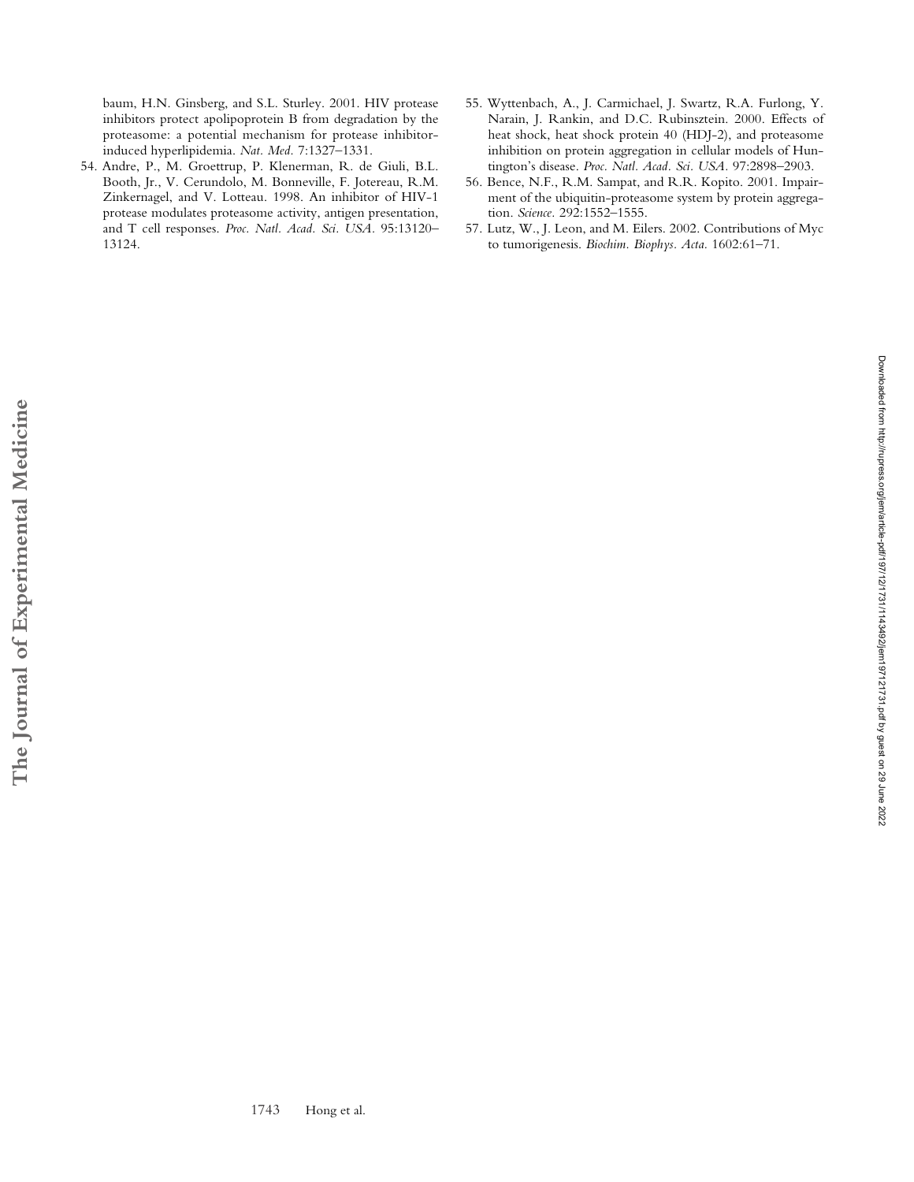baum, H.N. Ginsberg, and S.L. Sturley. 2001. HIV protease inhibitors protect apolipoprotein B from degradation by the proteasome: a potential mechanism for protease inhibitor-induced hyperlipidemia. *Nat. Med.* 7:1327–1331.

54. Andre, P., M. Groettrup, P. Klenerman, R. de Giuli, B.L. Booth, Jr., V. Cerundolo, M. Bonneville, F. Jotereau, R.M. Zinkernagel, and V. Lotteau. 1998. An inhibitor of HIV-1 protease modulates proteasome activity, antigen presentation, and T cell responses. *Proc. Natl. Acad. Sci. USA.* 95:13120–13124.

55. Wyttenbach, A., J. Carmichael, J. Swartz, R.A. Furlong, Y. Narain, J. Rankin, and D.C. Rubinsztein. 2000. Effects of heat shock, heat shock protein 40 (HDJ-2), and proteasome inhibition on protein aggregation in cellular models of Huntington's disease. *Proc. Natl. Acad. Sci. USA.* 97:2898–2903.

56. Bence, N.F., R.M. Sampat, and R.R. Kopito. 2001. Impairment of the ubiquitin-proteasome system by protein aggregation. *Science.* 292:1552–1555.

57. Lutz, W., J. Leon, and M. Eilers. 2002. Contributions of Myc to tumorigenesis. *Biochim. Biophys. Acta.* 1602:61–71.